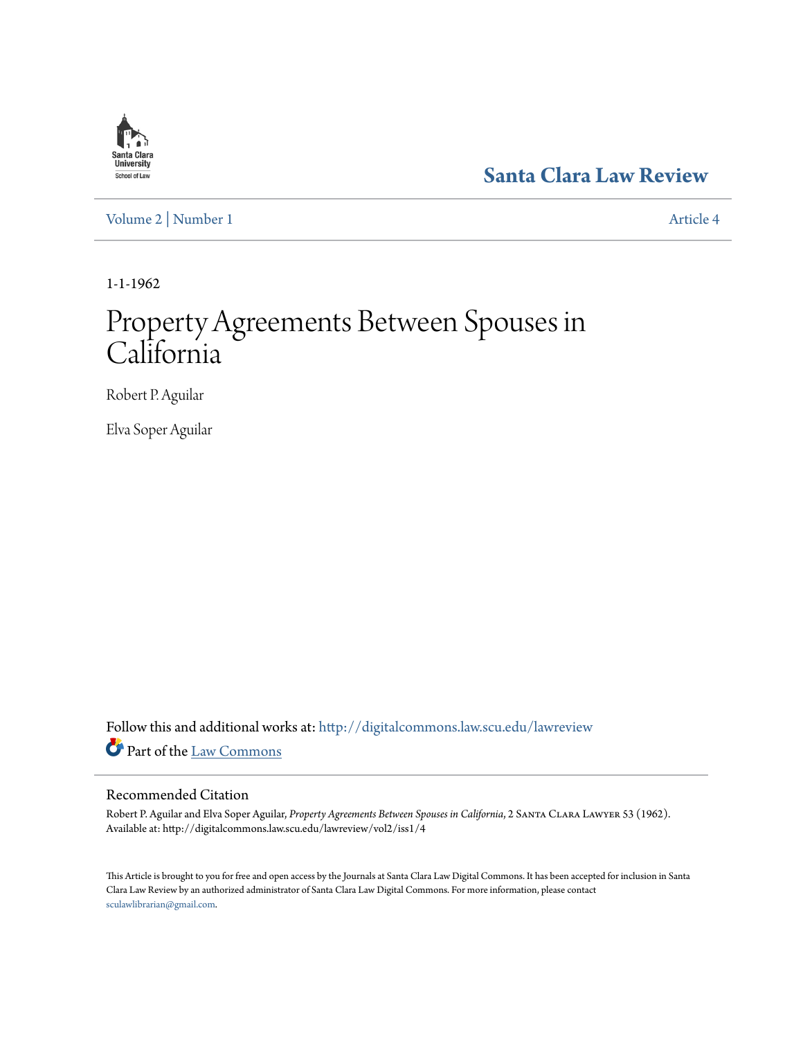Santa Clara Law Review

Volume 2 | Number 1 Article 4

1-1-1962

# Property Agreements Between Spouses in California

Robert P. Aguilar

Elva Soper Aguilar

Follow this and additional works at: http://digitalcommons.law.scu.edu/lawreview

Part of the Law Commons

## Recommended Citation

Robert P. Aguilar and Elva Soper Aguilar, *Property Agreements Between Spouses in California*, 2 Santa Clara Lawyer 53 (1962).
Available at: http://digitalcommons.law.scu.edu/lawreview/vol2/iss1/4

This Article is brought to you for free and open access by the Journals at Santa Clara Law Digital Commons. It has been accepted for inclusion in Santa Clara Law Review by an authorized administrator of Santa Clara Law Digital Commons. For more information, please contact sculawlibrarian@gmail.com.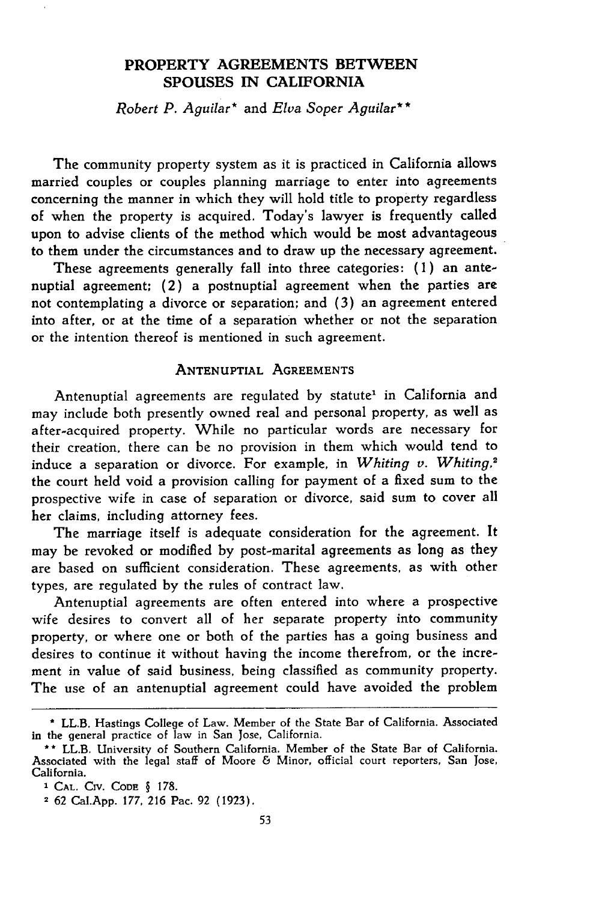# PROPERTY AGREEMENTS BETWEEN SPOUSES IN CALIFORNIA

*Robert P. Aguilar\** and *Elva Soper Aguilar\*\**

The community property system as it is practiced in California allows married couples or couples planning marriage to enter into agreements concerning the manner in which they will hold title to property regardless of when the property is acquired. Today's lawyer is frequently called upon to advise clients of the method which would be most advantageous to them under the circumstances and to draw up the necessary agreement.

These agreements generally fall into three categories: (1) an antenuptial agreement; (2) a postnuptial agreement when the parties are not contemplating a divorce or separation; and (3) an agreement entered into after, or at the time of a separation whether or not the separation or the intention thereof is mentioned in such agreement.

## ANTENUPTIAL AGREEMENTS

Antenuptial agreements are regulated by statute[1] in California and may include both presently owned real and personal property, as well as after-acquired property. While no particular words are necessary for their creation, there can be no provision in them which would tend to induce a separation or divorce. For example, in *Whiting v. Whiting*,[2] the court held void a provision calling for payment of a fixed sum to the prospective wife in case of separation or divorce, said sum to cover all her claims, including attorney fees.

The marriage itself is adequate consideration for the agreement. It may be revoked or modified by post-marital agreements as long as they are based on sufficient consideration. These agreements, as with other types, are regulated by the rules of contract law.

Antenuptial agreements are often entered into where a prospective wife desires to convert all of her separate property into community property, or where one or both of the parties has a going business and desires to continue it without having the income therefrom, or the increment in value of said business, being classified as community property. The use of an antenuptial agreement could have avoided the problem

---

\* LL.B. Hastings College of Law. Member of the State Bar of California. Associated in the general practice of law in San Jose, California.

\*\* LL.B. University of Southern California. Member of the State Bar of California. Associated with the legal staff of Moore & Minor, official court reporters, San Jose, California.

[1] CAL. CIV. CODE § 178.

[2] 62 Cal.App. 177, 216 Pac. 92 (1923).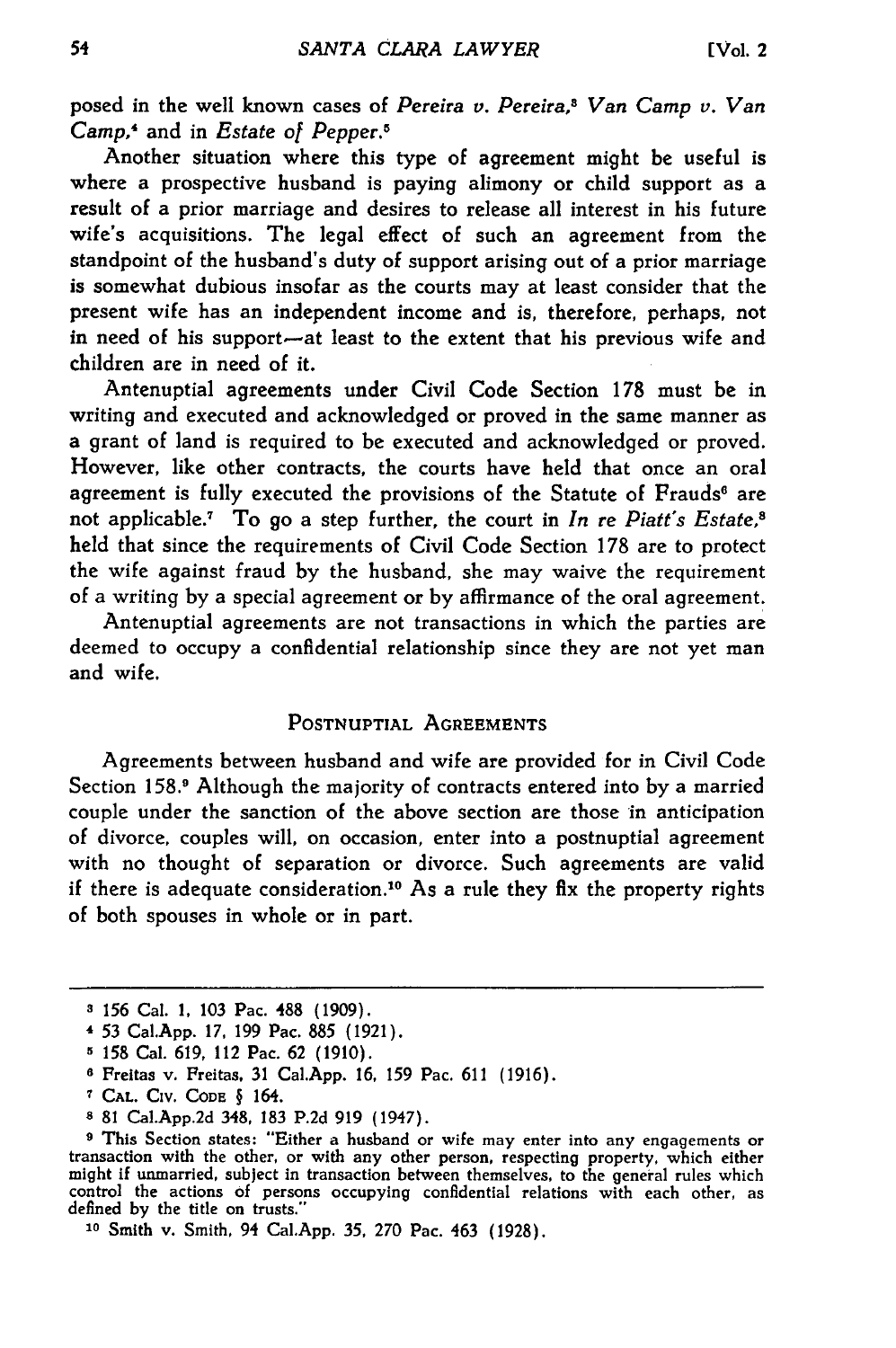posed in the well known cases of *Pereira v. Pereira*,[3] *Van Camp v. Van Camp*,[4] and in *Estate of Pepper*.[5]

Another situation where this type of agreement might be useful is where a prospective husband is paying alimony or child support as a result of a prior marriage and desires to release all interest in his future wife's acquisitions. The legal effect of such an agreement from the standpoint of the husband's duty of support arising out of a prior marriage is somewhat dubious insofar as the courts may at least consider that the present wife has an independent income and is, therefore, perhaps, not in need of his support—at least to the extent that his previous wife and children are in need of it.

Antenuptial agreements under Civil Code Section 178 must be in writing and executed and acknowledged or proved in the same manner as a grant of land is required to be executed and acknowledged or proved. However, like other contracts, the courts have held that once an oral agreement is fully executed the provisions of the Statute of Frauds[6] are not applicable.[7] To go a step further, the court in *In re Piatt's Estate*,[8] held that since the requirements of Civil Code Section 178 are to protect the wife against fraud by the husband, she may waive the requirement of a writing by a special agreement or by affirmance of the oral agreement.

Antenuptial agreements are not transactions in which the parties are deemed to occupy a confidential relationship since they are not yet man and wife.

## POSTNUPTIAL AGREEMENTS

Agreements between husband and wife are provided for in Civil Code Section 158.[9] Although the majority of contracts entered into by a married couple under the sanction of the above section are those in anticipation of divorce, couples will, on occasion, enter into a postnuptial agreement with no thought of separation or divorce. Such agreements are valid if there is adequate consideration.[10] As a rule they fix the property rights of both spouses in whole or in part.

---

[3] 156 Cal. 1, 103 Pac. 488 (1909).

[4] 53 Cal.App. 17, 199 Pac. 885 (1921).

[5] 158 Cal. 619, 112 Pac. 62 (1910).

[6] Freitas v. Freitas, 31 Cal.App. 16, 159 Pac. 611 (1916).

[7] CAL. CIV. CODE § 164.

[8] 81 Cal.App.2d 348, 183 P.2d 919 (1947).

[9] This Section states: "Either a husband or wife may enter into any engagements or transaction with the other, or with any other person, respecting property, which either might if unmarried, subject in transaction between themselves, to the general rules which control the actions of persons occupying confidential relations with each other, as defined by the title on trusts."

[10] Smith v. Smith, 94 Cal.App. 35, 270 Pac. 463 (1928).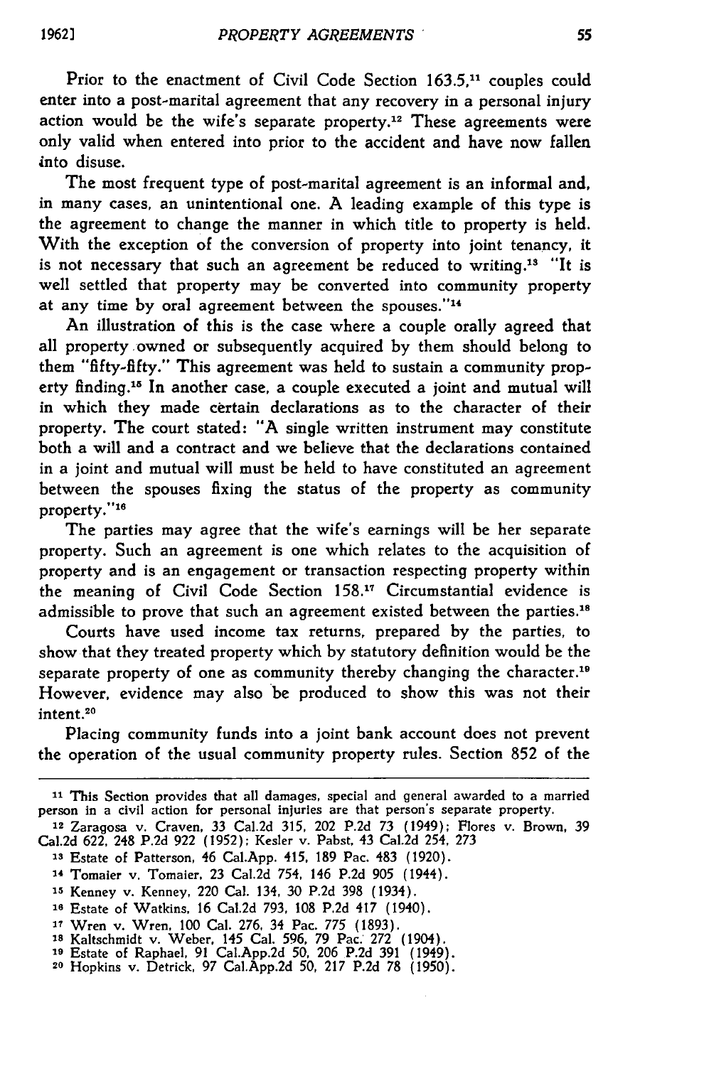Prior to the enactment of Civil Code Section 163.5,[11] couples could enter into a post-marital agreement that any recovery in a personal injury action would be the wife's separate property.[12] These agreements were only valid when entered into prior to the accident and have now fallen into disuse.

The most frequent type of post-marital agreement is an informal and, in many cases, an unintentional one. A leading example of this type is the agreement to change the manner in which title to property is held. With the exception of the conversion of property into joint tenancy, it is not necessary that such an agreement be reduced to writing.[13] "It is well settled that property may be converted into community property at any time by oral agreement between the spouses."[14]

An illustration of this is the case where a couple orally agreed that all property owned or subsequently acquired by them should belong to them "fifty-fifty." This agreement was held to sustain a community property finding.[15] In another case, a couple executed a joint and mutual will in which they made certain declarations as to the character of their property. The court stated: "A single written instrument may constitute both a will and a contract and we believe that the declarations contained in a joint and mutual will must be held to have constituted an agreement between the spouses fixing the status of the property as community property."[16]

The parties may agree that the wife's earnings will be her separate property. Such an agreement is one which relates to the acquisition of property and is an engagement or transaction respecting property within the meaning of Civil Code Section 158.[17] Circumstantial evidence is admissible to prove that such an agreement existed between the parties.[18]

Courts have used income tax returns, prepared by the parties, to show that they treated property which by statutory definition would be the separate property of one as community thereby changing the character.[19] However, evidence may also be produced to show this was not their intent.[20]

Placing community funds into a joint bank account does not prevent the operation of the usual community property rules. Section 852 of the

---

[11] This Section provides that all damages, special and general awarded to a married person in a civil action for personal injuries are that person's separate property.

[12] Zaragosa v. Craven, 33 Cal.2d 315, 202 P.2d 73 (1949); Flores v. Brown, 39 Cal.2d 622, 248 P.2d 922 (1952); Kesler v. Pabst, 43 Cal.2d 254, 273

[13] Estate of Patterson, 46 Cal.App. 415, 189 Pac. 483 (1920).

[14] Tomaier v. Tomaier, 23 Cal.2d 754, 146 P.2d 905 (1944).

[15] Kenney v. Kenney, 220 Cal. 134, 30 P.2d 398 (1934).

[16] Estate of Watkins, 16 Cal.2d 793, 108 P.2d 417 (1940).

[17] Wren v. Wren, 100 Cal. 276, 34 Pac. 775 (1893).

[18] Kaltschmidt v. Weber, 145 Cal. 596, 79 Pac. 272 (1904).

[19] Estate of Raphael, 91 Cal.App.2d 50, 206 P.2d 391 (1949).

[20] Hopkins v. Detrick, 97 Cal.App.2d 50, 217 P.2d 78 (1950).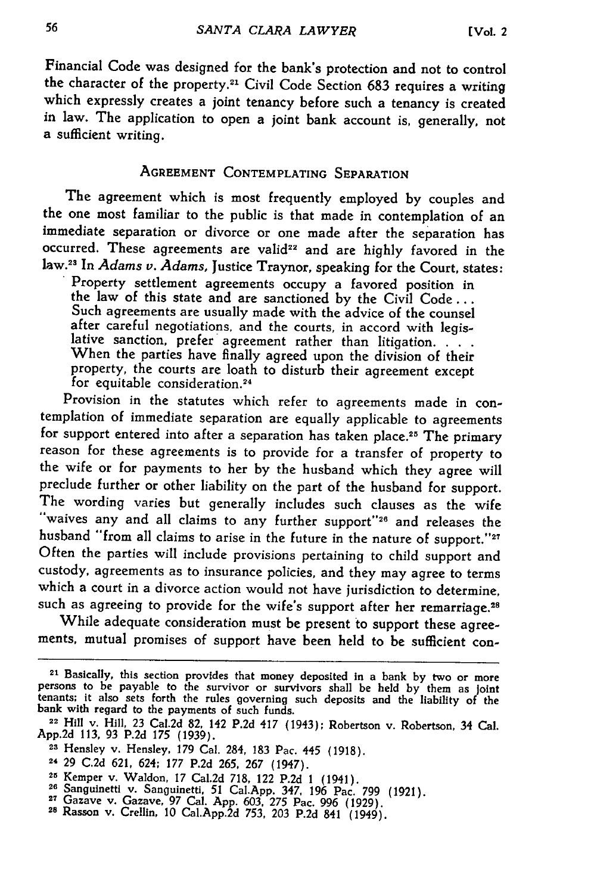Financial Code was designed for the bank's protection and not to control the character of the property.[21] Civil Code Section 683 requires a writing which expressly creates a joint tenancy before such a tenancy is created in law. The application to open a joint bank account is, generally, not a sufficient writing.

## AGREEMENT CONTEMPLATING SEPARATION

The agreement which is most frequently employed by couples and the one most familiar to the public is that made in contemplation of an immediate separation or divorce or one made after the separation has occurred. These agreements are valid[22] and are highly favored in the law.[23] In *Adams v. Adams,* Justice Traynor, speaking for the Court, states:

> Property settlement agreements occupy a favored position in the law of this state and are sanctioned by the Civil Code... Such agreements are usually made with the advice of the counsel after careful negotiations, and the courts, in accord with legislative sanction, prefer agreement rather than litigation. . . . When the parties have finally agreed upon the division of their property, the courts are loath to disturb their agreement except for equitable consideration.[24]

Provision in the statutes which refer to agreements made in contemplation of immediate separation are equally applicable to agreements for support entered into after a separation has taken place.[25] The primary reason for these agreements is to provide for a transfer of property to the wife or for payments to her by the husband which they agree will preclude further or other liability on the part of the husband for support. The wording varies but generally includes such clauses as the wife "waives any and all claims to any further support"[26] and releases the husband "from all claims to arise in the future in the nature of support."[27] Often the parties will include provisions pertaining to child support and custody, agreements as to insurance policies, and they may agree to terms which a court in a divorce action would not have jurisdiction to determine, such as agreeing to provide for the wife's support after her remarriage.[28]

While adequate consideration must be present to support these agreements, mutual promises of support have been held to be sufficient con-

---

[21] Basically, this section provides that money deposited in a bank by two or more persons to be payable to the survivor or survivors shall be held by them as joint tenants; it also sets forth the rules governing such deposits and the liability of the bank with regard to the payments of such funds.

[22] Hill v. Hill, 23 Cal.2d 82, 142 P.2d 417 (1943); Robertson v. Robertson, 34 Cal. App.2d 113, 93 P.2d 175 (1939).

[23] Hensley v. Hensley, 179 Cal. 284, 183 Pac. 445 (1918).

[24] 29 C.2d 621, 624; 177 P.2d 265, 267 (1947).

[25] Kemper v. Waldon, 17 Cal.2d 718, 122 P.2d 1 (1941).

[26] Sanguinetti v. Sanguinetti, 51 Cal.App. 347, 196 Pac. 799 (1921).

[27] Gazave v. Gazave, 97 Cal. App. 603, 275 Pac. 996 (1929).

[28] Rasson v. Crellin, 10 Cal.App.2d 753, 203 P.2d 841 (1949).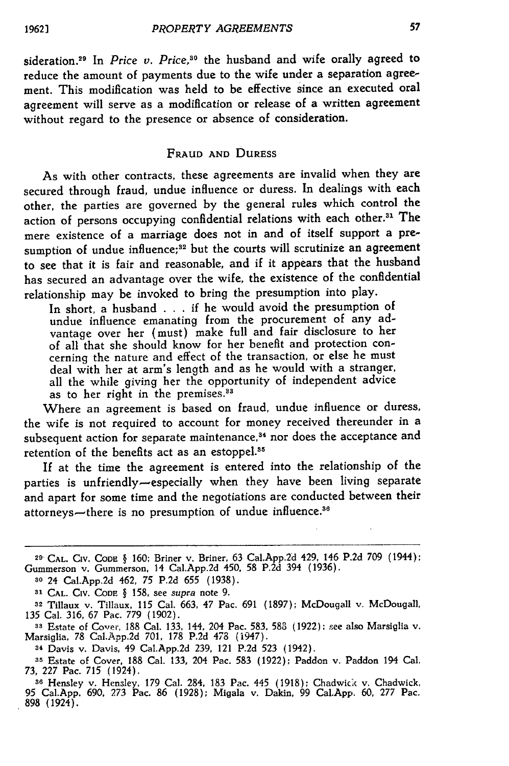sideration.[29] In *Price v. Price*,[30] the husband and wife orally agreed to reduce the amount of payments due to the wife under a separation agreement. This modification was held to be effective since an executed oral agreement will serve as a modification or release of a written agreement without regard to the presence or absence of consideration.

## FRAUD AND DURESS

As with other contracts, these agreements are invalid when they are secured through fraud, undue influence or duress. In dealings with each other, the parties are governed by the general rules which control the action of persons occupying confidential relations with each other.[31] The mere existence of a marriage does not in and of itself support a presumption of undue influence;[32] but the courts will scrutinize an agreement to see that it is fair and reasonable, and if it appears that the husband has secured an advantage over the wife, the existence of the confidential relationship may be invoked to bring the presumption into play.

> In short, a husband . . . if he would avoid the presumption of undue influence emanating from the procurement of any advantage over her (must) make full and fair disclosure to her of all that she should know for her benefit and protection concerning the nature and effect of the transaction, or else he must deal with her at arm's length and as he would with a stranger, all the while giving her the opportunity of independent advice as to her right in the premises.[33]

Where an agreement is based on fraud, undue influence or duress, the wife is not required to account for money received thereunder in a subsequent action for separate maintenance,[34] nor does the acceptance and retention of the benefits act as an estoppel.[35]

If at the time the agreement is entered into the relationship of the parties is unfriendly—especially when they have been living separate and apart for some time and the negotiations are conducted between their attorneys—there is no presumption of undue influence.[36]

---

[29] CAL. CIV. CODE § 160; Briner v. Briner, 63 Cal.App.2d 429, 146 P.2d 709 (1944); Gummerson v. Gummerson, 14 Cal.App.2d 450, 58 P.2d 394 (1936).

[30] 24 Cal.App.2d 462, 75 P.2d 655 (1938).

[31] CAL. CIV. CODE § 158, see *supra* note 9.

[32] Tillaux v. Tillaux, 115 Cal. 663, 47 Pac. 691 (1897); McDougall v. McDougall, 135 Cal. 316, 67 Pac. 779 (1902).

[33] Estate of Cover, 188 Cal. 133, 144, 204 Pac. 583, 588 (1922); see also Marsiglia v. Marsiglia, 78 Cal.App.2d 701, 178 P.2d 478 (1947).

[34] Davis v. Davis, 49 Cal.App.2d 239, 121 P.2d 523 (1942).

[35] Estate of Cover, 188 Cal. 133, 204 Pac. 583 (1922); Paddon v. Paddon 194 Cal. 73, 227 Pac. 715 (1924).

[36] Hensley v. Hensley, 179 Cal. 284, 183 Pac. 445 (1918); Chadwick v. Chadwick, 95 Cal.App. 690, 273 Pac. 86 (1928); Migala v. Dakin, 99 Cal.App. 60, 277 Pac. 898 (1924).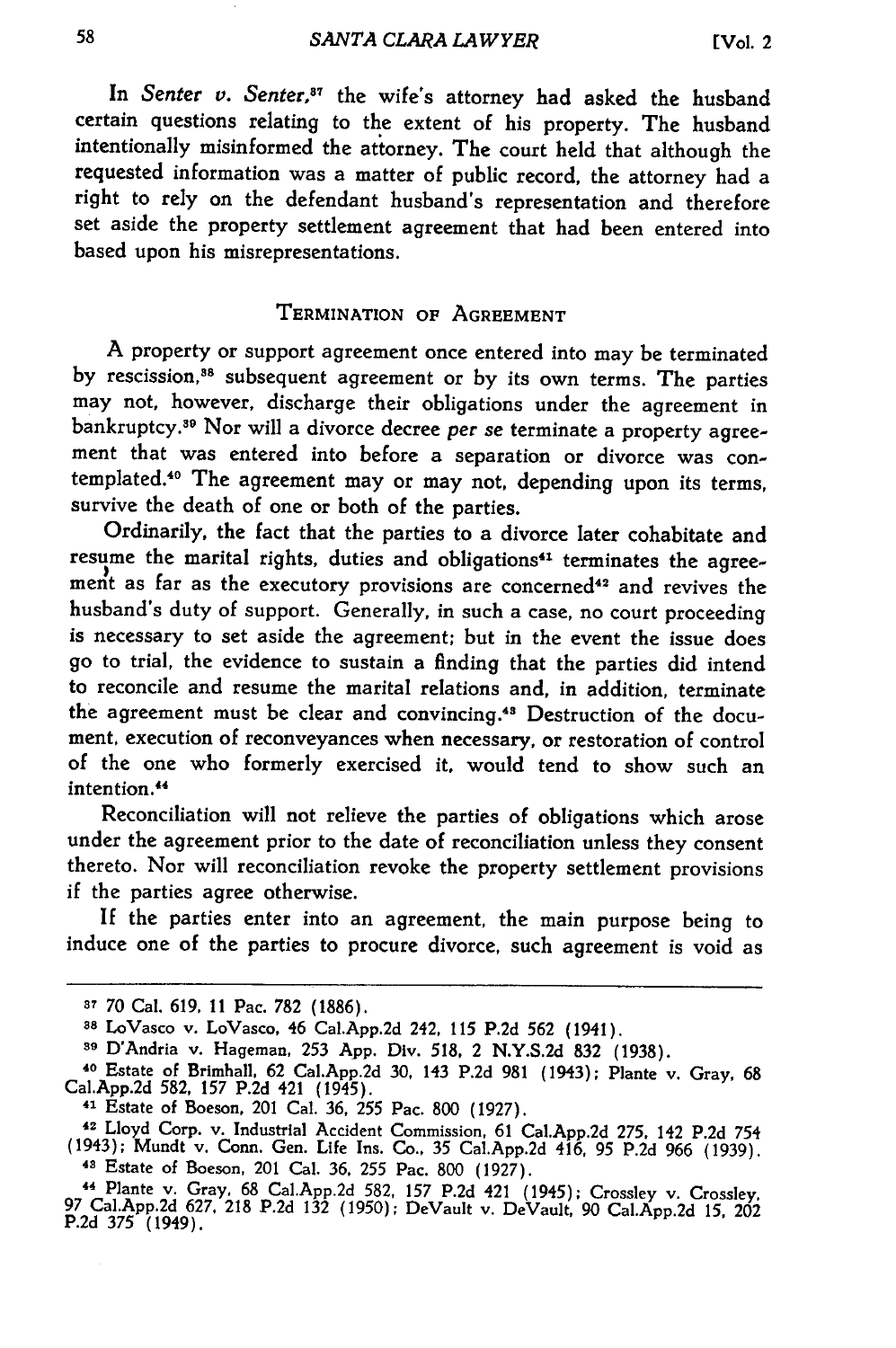In *Senter v. Senter*,[37] the wife's attorney had asked the husband certain questions relating to the extent of his property. The husband intentionally misinformed the attorney. The court held that although the requested information was a matter of public record, the attorney had a right to rely on the defendant husband's representation and therefore set aside the property settlement agreement that had been entered into based upon his misrepresentations.

## TERMINATION OF AGREEMENT

A property or support agreement once entered into may be terminated by rescission,[38] subsequent agreement or by its own terms. The parties may not, however, discharge their obligations under the agreement in bankruptcy.[39] Nor will a divorce decree *per se* terminate a property agreement that was entered into before a separation or divorce was contemplated.[40] The agreement may or may not, depending upon its terms, survive the death of one or both of the parties.

Ordinarily, the fact that the parties to a divorce later cohabitate and resume the marital rights, duties and obligations[41] terminates the agreement as far as the executory provisions are concerned[42] and revives the husband's duty of support. Generally, in such a case, no court proceeding is necessary to set aside the agreement; but in the event the issue does go to trial, the evidence to sustain a finding that the parties did intend to reconcile and resume the marital relations and, in addition, terminate the agreement must be clear and convincing.[43] Destruction of the document, execution of reconveyances when necessary, or restoration of control of the one who formerly exercised it, would tend to show such an intention.[44]

Reconciliation will not relieve the parties of obligations which arose under the agreement prior to the date of reconciliation unless they consent thereto. Nor will reconciliation revoke the property settlement provisions if the parties agree otherwise.

If the parties enter into an agreement, the main purpose being to induce one of the parties to procure divorce, such agreement is void as

---

[37] 70 Cal. 619, 11 Pac. 782 (1886).

[38] LoVasco v. LoVasco, 46 Cal.App.2d 242, 115 P.2d 562 (1941).

[39] D'Andria v. Hageman, 253 App. Div. 518, 2 N.Y.S.2d 832 (1938).

[40] Estate of Brimhall, 62 Cal.App.2d 30, 143 P.2d 981 (1943); Plante v. Gray, 68 Cal.App.2d 582, 157 P.2d 421 (1945).

[41] Estate of Boeson, 201 Cal. 36, 255 Pac. 800 (1927).

[42] Lloyd Corp. v. Industrial Accident Commission, 61 Cal.App.2d 275, 142 P.2d 754 (1943); Mundt v. Conn. Gen. Life Ins. Co., 35 Cal.App.2d 416, 95 P.2d 966 (1939).

[43] Estate of Boeson, 201 Cal. 36, 255 Pac. 800 (1927).

[44] Plante v. Gray, 68 Cal.App.2d 582, 157 P.2d 421 (1945); Crossley v. Crossley, 97 Cal.App.2d 627, 218 P.2d 132 (1950); DeVault v. DeVault, 90 Cal.App.2d 15, 202 P.2d 375 (1949).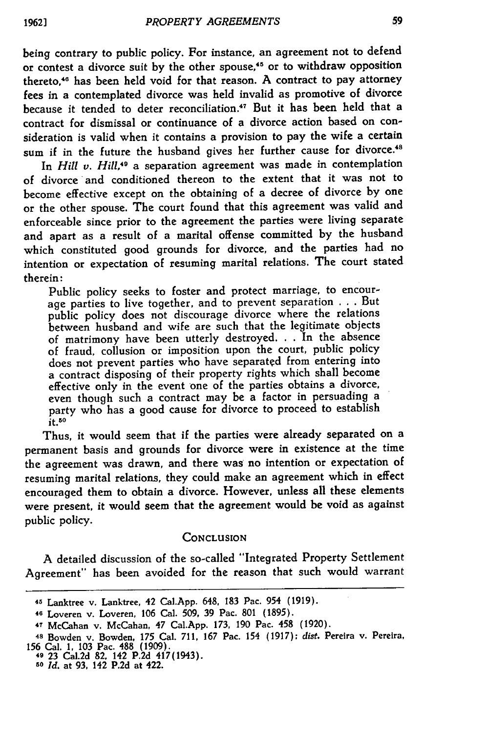being contrary to public policy. For instance, an agreement not to defend or contest a divorce suit by the other spouse,[45] or to withdraw opposition thereto,[46] has been held void for that reason. A contract to pay attorney fees in a contemplated divorce was held invalid as promotive of divorce because it tended to deter reconciliation.[47] But it has been held that a contract for dismissal or continuance of a divorce action based on consideration is valid when it contains a provision to pay the wife a certain sum if in the future the husband gives her further cause for divorce.[48]

In *Hill v. Hill*,[49] a separation agreement was made in contemplation of divorce and conditioned thereon to the extent that it was not to become effective except on the obtaining of a decree of divorce by one or the other spouse. The court found that this agreement was valid and enforceable since prior to the agreement the parties were living separate and apart as a result of a marital offense committed by the husband which constituted good grounds for divorce, and the parties had no intention or expectation of resuming marital relations. The court stated therein:

> Public policy seeks to foster and protect marriage, to encourage parties to live together, and to prevent separation . . . But public policy does not discourage divorce where the relations between husband and wife are such that the legitimate objects of matrimony have been utterly destroyed. . . In the absence of fraud, collusion or imposition upon the court, public policy does not prevent parties who have separated from entering into a contract disposing of their property rights which shall become effective only in the event one of the parties obtains a divorce, even though such a contract may be a factor in persuading a party who has a good cause for divorce to proceed to establish it.[50]

Thus, it would seem that if the parties were already separated on a permanent basis and grounds for divorce were in existence at the time the agreement was drawn, and there was no intention or expectation of resuming marital relations, they could make an agreement which in effect encouraged them to obtain a divorce. However, unless all these elements were present, it would seem that the agreement would be void as against public policy.

## Conclusion

A detailed discussion of the so-called "Integrated Property Settlement Agreement" has been avoided for the reason that such would warrant

---

[45] Lanktree v. Lanktree, 42 Cal.App. 648, 183 Pac. 954 (1919).

[46] Loveren v. Loveren, 106 Cal. 509, 39 Pac. 801 (1895).

[47] McCahan v. McCahan, 47 Cal.App. 173, 190 Pac. 458 (1920).

[48] Bowden v. Bowden, 175 Cal. 711, 167 Pac. 154 (1917); *dist.* Pereira v. Pereira, 156 Cal. 1, 103 Pac. 488 (1909).

[49] 23 Cal.2d 82, 142 P.2d 417(1943).

[50] *Id.* at 93, 142 P.2d at 422.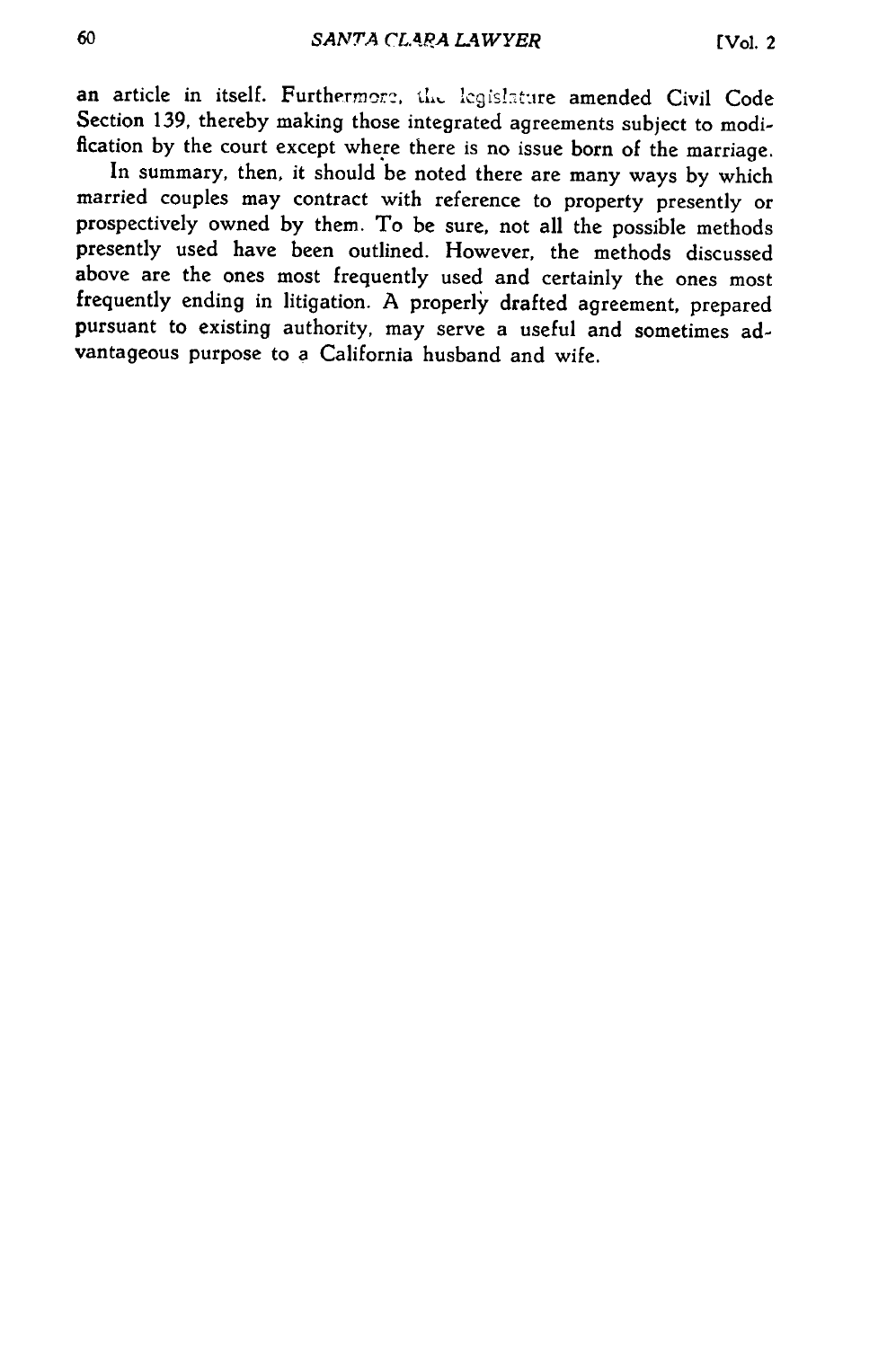an article in itself. Furthermore, the legislature amended Civil Code Section 139, thereby making those integrated agreements subject to modification by the court except where there is no issue born of the marriage.

In summary, then, it should be noted there are many ways by which married couples may contract with reference to property presently or prospectively owned by them. To be sure, not all the possible methods presently used have been outlined. However, the methods discussed above are the ones most frequently used and certainly the ones most frequently ending in litigation. A properly drafted agreement, prepared pursuant to existing authority, may serve a useful and sometimes advantageous purpose to a California husband and wife.